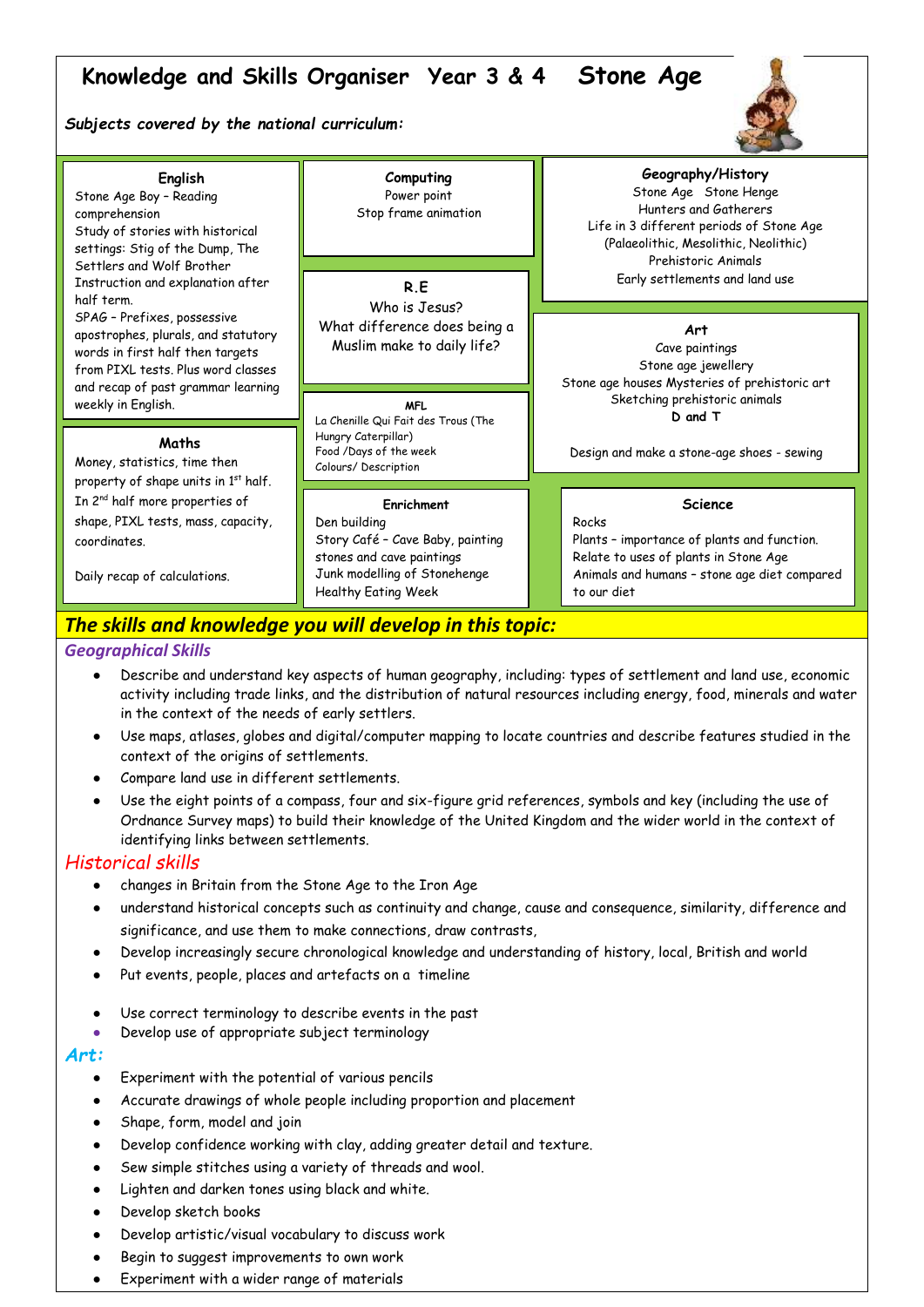# Knowledge and Skills Organiser Year 3 & 4 Stone Age

***Subjects covered by the national curriculum:***

### English

Stone Age Boy – Reading comprehension
Study of stories with historical settings: Stig of the Dump, The Settlers and Wolf Brother
Instruction and explanation after half term.
SPAG – Prefixes, possessive apostrophes, plurals, and statutory words in first half then targets from PIXL tests. Plus word classes and recap of past grammar learning weekly in English.

### Maths

Money, statistics, time then property of shape units in 1st half. In 2nd half more properties of shape, PIXL tests, mass, capacity, coordinates.

Daily recap of calculations.

### Computing

Power point
Stop frame animation

### R.E

Who is Jesus?
What difference does being a Muslim make to daily life?

### MFL

La Chenille Qui Fait des Trous (The Hungry Caterpillar)
Food /Days of the week
Colours/ Description

### Enrichment

Den building
Story Café – Cave Baby, painting stones and cave paintings
Junk modelling of Stonehenge
Healthy Eating Week

### Geography/History

Stone Age Stone Henge
Hunters and Gatherers
Life in 3 different periods of Stone Age (Palaeolithic, Mesolithic, Neolithic)
Prehistoric Animals
Early settlements and land use

### Art

Cave paintings
Stone age jewellery
Stone age houses Mysteries of prehistoric art
Sketching prehistoric animals
**D and T**

Design and make a stone-age shoes - sewing

### Science

Rocks
Plants – importance of plants and function.
Relate to uses of plants in Stone Age
Animals and humans – stone age diet compared to our diet

## *The skills and knowledge you will develop in this topic:*

### *Geographical Skills*

- Describe and understand key aspects of human geography, including: types of settlement and land use, economic activity including trade links, and the distribution of natural resources including energy, food, minerals and water in the context of the needs of early settlers.
- Use maps, atlases, globes and digital/computer mapping to locate countries and describe features studied in the context of the origins of settlements.
- Compare land use in different settlements.
- Use the eight points of a compass, four and six-figure grid references, symbols and key (including the use of Ordnance Survey maps) to build their knowledge of the United Kingdom and the wider world in the context of identifying links between settlements.

### *Historical skills*

- changes in Britain from the Stone Age to the Iron Age
- understand historical concepts such as continuity and change, cause and consequence, similarity, difference and significance, and use them to make connections, draw contrasts,
- Develop increasingly secure chronological knowledge and understanding of history, local, British and world
- Put events, people, places and artefacts on a timeline
- Use correct terminology to describe events in the past
- Develop use of appropriate subject terminology

### *Art:*

- Experiment with the potential of various pencils
- Accurate drawings of whole people including proportion and placement
- Shape, form, model and join
- Develop confidence working with clay, adding greater detail and texture.
- Sew simple stitches using a variety of threads and wool.
- Lighten and darken tones using black and white.
- Develop sketch books
- Develop artistic/visual vocabulary to discuss work
- Begin to suggest improvements to own work
- Experiment with a wider range of materials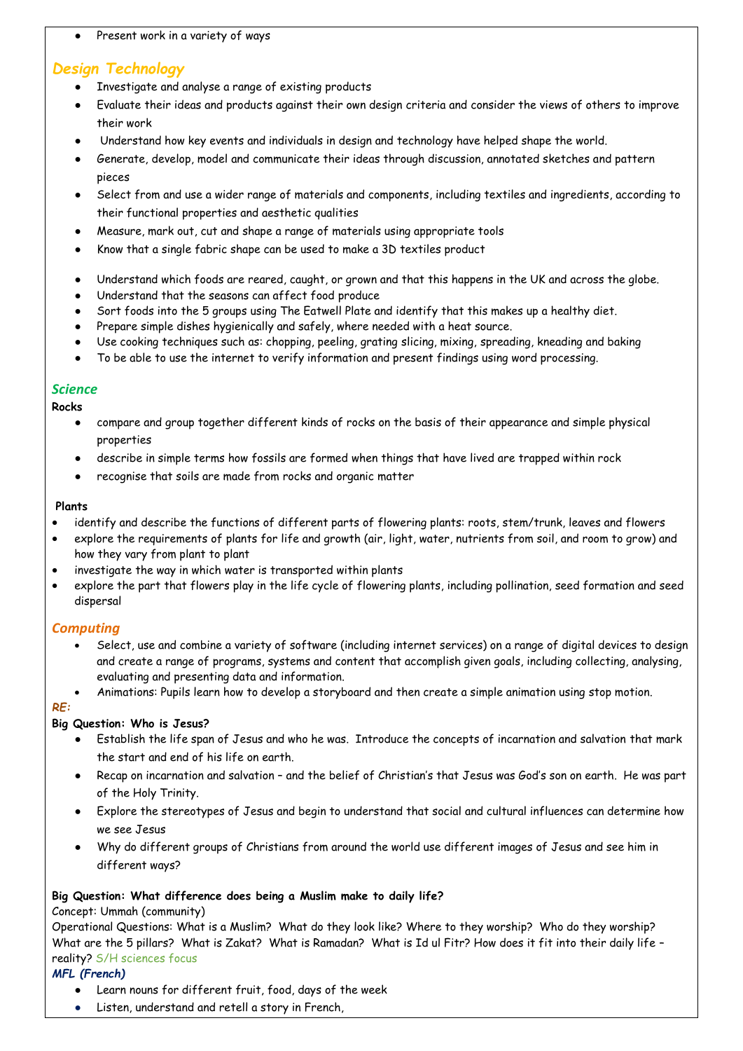- Present work in a variety of ways

## *Design Technology*

- Investigate and analyse a range of existing products
- Evaluate their ideas and products against their own design criteria and consider the views of others to improve their work
- Understand how key events and individuals in design and technology have helped shape the world.
- Generate, develop, model and communicate their ideas through discussion, annotated sketches and pattern pieces
- Select from and use a wider range of materials and components, including textiles and ingredients, according to their functional properties and aesthetic qualities
- Measure, mark out, cut and shape a range of materials using appropriate tools
- Know that a single fabric shape can be used to make a 3D textiles product

- Understand which foods are reared, caught, or grown and that this happens in the UK and across the globe.
- Understand that the seasons can affect food produce
- Sort foods into the 5 groups using The Eatwell Plate and identify that this makes up a healthy diet.
- Prepare simple dishes hygienically and safely, where needed with a heat source.
- Use cooking techniques such as: chopping, peeling, grating slicing, mixing, spreading, kneading and baking
- To be able to use the internet to verify information and present findings using word processing.

## *Science*

**Rocks**

- compare and group together different kinds of rocks on the basis of their appearance and simple physical properties
- describe in simple terms how fossils are formed when things that have lived are trapped within rock
- recognise that soils are made from rocks and organic matter

**Plants**

- identify and describe the functions of different parts of flowering plants: roots, stem/trunk, leaves and flowers
- explore the requirements of plants for life and growth (air, light, water, nutrients from soil, and room to grow) and how they vary from plant to plant
- investigate the way in which water is transported within plants
- explore the part that flowers play in the life cycle of flowering plants, including pollination, seed formation and seed dispersal

## *Computing*

- Select, use and combine a variety of software (including internet services) on a range of digital devices to design and create a range of programs, systems and content that accomplish given goals, including collecting, analysing, evaluating and presenting data and information.
- Animations: Pupils learn how to develop a storyboard and then create a simple animation using stop motion.

## *RE:*

**Big Question: Who is Jesus?**

- Establish the life span of Jesus and who he was. Introduce the concepts of incarnation and salvation that mark the start and end of his life on earth.
- Recap on incarnation and salvation – and the belief of Christian's that Jesus was God's son on earth. He was part of the Holy Trinity.
- Explore the stereotypes of Jesus and begin to understand that social and cultural influences can determine how we see Jesus
- Why do different groups of Christians from around the world use different images of Jesus and see him in different ways?

**Big Question: What difference does being a Muslim make to daily life?**

Concept: Ummah (community)

Operational Questions: What is a Muslim? What do they look like? Where to they worship? Who do they worship? What are the 5 pillars? What is Zakat? What is Ramadan? What is Id ul Fitr? How does it fit into their daily life – reality? S/H sciences focus

## *MFL (French)*

- Learn nouns for different fruit, food, days of the week
- Listen, understand and retell a story in French,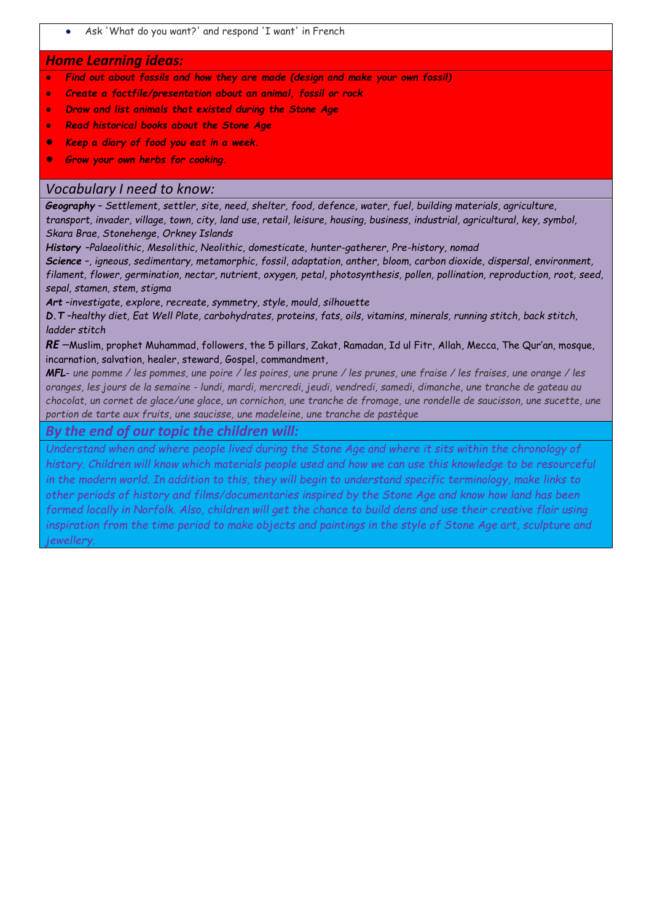- Ask 'What do you want?' and respond 'I want' in French

## *Home Learning ideas:*

- ***Find out about fossils and how they are made (design and make your own fossil)***
- ***Create a factfile/presentation about an animal, fossil or rock***
- ***Draw and list animals that existed during the Stone Age***
- ***Read historical books about the Stone Age***
- ***Keep a diary of food you eat in a week.***
- ***Grow your own herbs for cooking.***

## *Vocabulary I need to know:*

***Geography*** – *Settlement, settler, site, need, shelter, food, defence, water, fuel, building materials, agriculture, transport, invader, village, town, city, land use, retail, leisure, housing, business, industrial, agricultural, key, symbol, Skara Brae, Stonehenge, Orkney Islands*

***History*** –*Palaeolithic, Mesolithic, Neolithic, domesticate, hunter-gatherer, Pre-history, nomad*

***Science*** –*, igneous, sedimentary, metamorphic, fossil, adaptation, anther, bloom, carbon dioxide, dispersal, environment, filament, flower, germination, nectar, nutrient, oxygen, petal, photosynthesis, pollen, pollination, reproduction, root, seed, sepal, stamen, stem, stigma*

***Art*** –*investigate, explore, recreate, symmetry, style, mould, silhouette*

***D.T*** –*healthy diet, Eat Well Plate, carbohydrates, proteins, fats, oils, vitamins, minerals, running stitch, back stitch, ladder stitch*

***RE*** –Muslim, prophet Muhammad, followers, the 5 pillars, Zakat, Ramadan, Id ul Fitr, Allah, Mecca, The Qur'an, mosque, incarnation, salvation, healer, steward, Gospel, commandment,

***MFL***- *une pomme / les pommes, une poire / les poires, une prune / les prunes, une fraise / les fraises, une orange / les oranges, les jours de la semaine - lundi, mardi, mercredi, jeudi, vendredi, samedi, dimanche, une tranche de gateau au chocolat, un cornet de glace/une glace, un cornichon, une tranche de fromage, une rondelle de saucisson, une sucette, une portion de tarte aux fruits, une saucisse, une madeleine, une tranche de pastèque*

## *By the end of our topic the children will:*

*Understand when and where people lived during the Stone Age and where it sits within the chronology of history. Children will know which materials people used and how we can use this knowledge to be resourceful in the modern world. In addition to this, they will begin to understand specific terminology, make links to other periods of history and films/documentaries inspired by the Stone Age and know how land has been formed locally in Norfolk. Also, children will get the chance to build dens and use their creative flair using inspiration from the time period to make objects and paintings in the style of Stone Age art, sculpture and jewellery.*